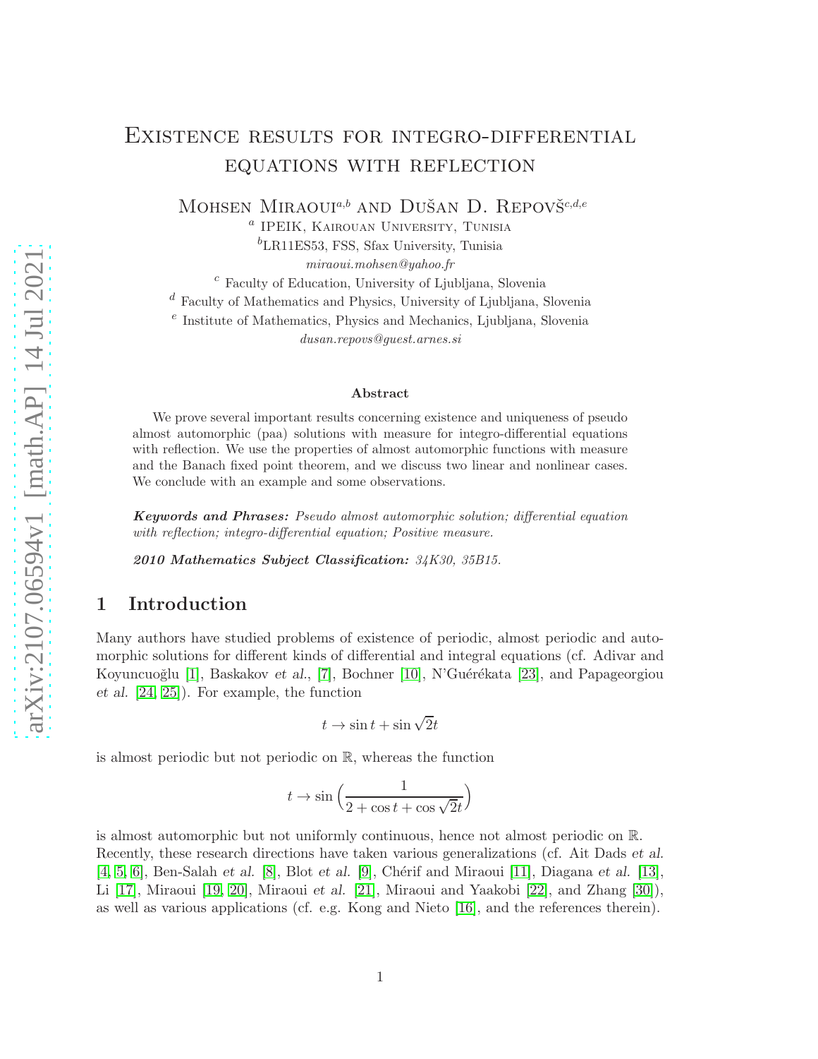# Existence results for integro-differential equations with reflection

Mohsen Miraoui[a,b] and Dušan D. Repovš[c,d,e]

[a] IPEIK, Kairouan University, Tunisia

[b]LR11ES53, FSS, Sfax University, Tunisia

*miraoui.mohsen@yahoo.fr*

[c] Faculty of Education, University of Ljubljana, Slovenia

[d] Faculty of Mathematics and Physics, University of Ljubljana, Slovenia

[e] Institute of Mathematics, Physics and Mechanics, Ljubljana, Slovenia

*dusan.repovs@guest.arnes.si*

### Abstract

We prove several important results concerning existence and uniqueness of pseudo almost automorphic (paa) solutions with measure for integro-differential equations with reflection. We use the properties of almost automorphic functions with measure and the Banach fixed point theorem, and we discuss two linear and nonlinear cases. We conclude with an example and some observations.

***Keywords and Phrases:*** *Pseudo almost automorphic solution; differential equation with reflection; integro-differential equation; Positive measure.*

***2010 Mathematics Subject Classification:*** *34K30, 35B15.*

## 1 Introduction

Many authors have studied problems of existence of periodic, almost periodic and automorphic solutions for different kinds of differential and integral equations (cf. Adivar and Koyuncuoğlu [1], Baskakov *et al.*, [7], Bochner [10], N'Guérékata [23], and Papageorgiou *et al.* [24, 25]). For example, the function

$$t \to \sin t + \sin \sqrt{2}t$$

is almost periodic but not periodic on $\mathbb{R}$, whereas the function

$$t \to \sin\Big(\frac{1}{2+\cos t+\cos\sqrt{2}t}\Big)$$

is almost automorphic but not uniformly continuous, hence not almost periodic on $\mathbb{R}$. Recently, these research directions have taken various generalizations (cf. Ait Dads *et al.* [4, 5, 6], Ben-Salah *et al.* [8], Blot *et al.* [9], Chérif and Miraoui [11], Diagana *et al.* [13], Li [17], Miraoui [19, 20], Miraoui *et al.* [21], Miraoui and Yaakobi [22], and Zhang [30]), as well as various applications (cf. e.g. Kong and Nieto [16], and the references therein).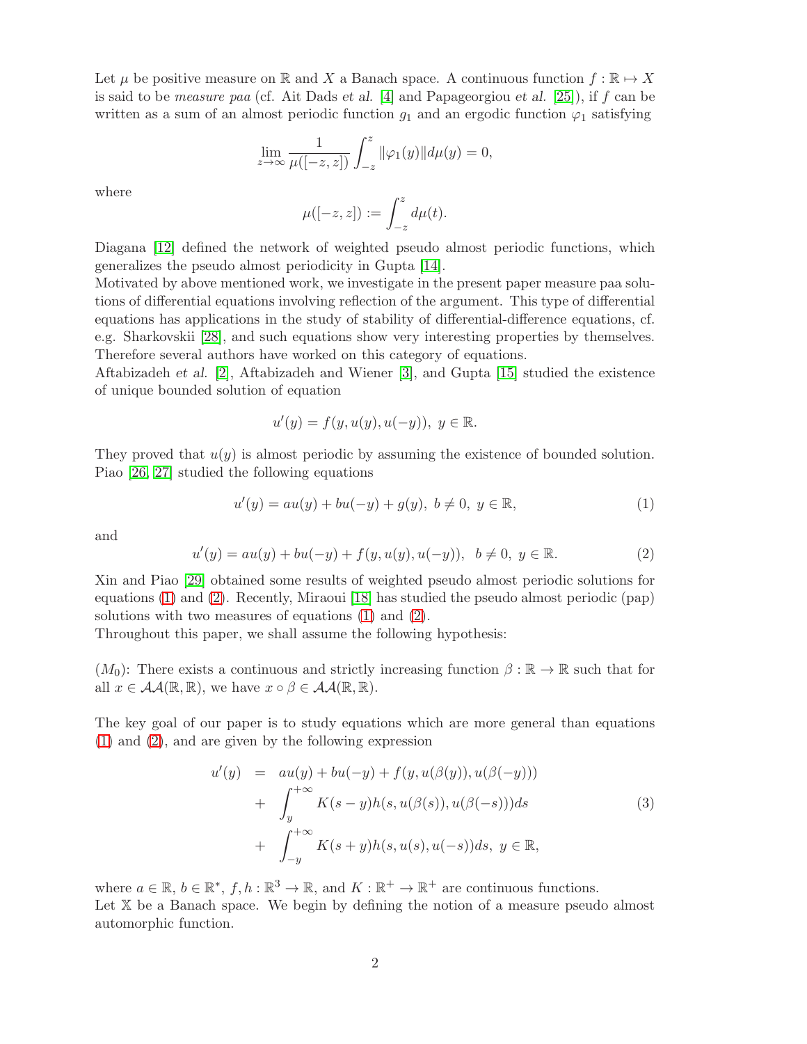Let $\mu$ be positive measure on $\mathbb{R}$ and $X$ a Banach space. A continuous function $f : \mathbb{R} \mapsto X$ is said to be *measure paa* (cf. Ait Dads *et al.* [4] and Papageorgiou *et al.* [25]), if $f$ can be written as a sum of an almost periodic function $g_1$ and an ergodic function $\varphi_1$ satisfying

$$\lim_{z\to\infty} \frac{1}{\mu([-z,z])} \int_{-z}^{z} \|\varphi_1(y)\| d\mu(y) = 0,$$

where

$$\mu([-z,z]) := \int_{-z}^{z} d\mu(t).$$

Diagana [12] defined the network of weighted pseudo almost periodic functions, which generalizes the pseudo almost periodicity in Gupta [14].

Motivated by above mentioned work, we investigate in the present paper measure paa solutions of differential equations involving reflection of the argument. This type of differential equations has applications in the study of stability of differential-difference equations, cf. e.g. Sharkovskii [28], and such equations show very interesting properties by themselves. Therefore several authors have worked on this category of equations.

Aftabizadeh *et al.* [2], Aftabizadeh and Wiener [3], and Gupta [15] studied the existence of unique bounded solution of equation

$$u'(y) = f(y, u(y), u(-y)), \ y \in \mathbb{R}.$$

They proved that $u(y)$ is almost periodic by assuming the existence of bounded solution. Piao [26, 27] studied the following equations

$$u'(y) = au(y) + bu(-y) + g(y), \ b \neq 0, \ y \in \mathbb{R}, \tag{1}$$

and

$$u'(y) = au(y) + bu(-y) + f(y, u(y), u(-y)), \ \ b \neq 0, \ y \in \mathbb{R}. \tag{2}$$

Xin and Piao [29] obtained some results of weighted pseudo almost periodic solutions for equations (1) and (2). Recently, Miraoui [18] has studied the pseudo almost periodic (pap) solutions with two measures of equations (1) and (2).

Throughout this paper, we shall assume the following hypothesis:

$(M_0)$: There exists a continuous and strictly increasing function $\beta : \mathbb{R} \to \mathbb{R}$ such that for all $x \in \mathcal{AA}(\mathbb{R}, \mathbb{R})$, we have $x \circ \beta \in \mathcal{AA}(\mathbb{R}, \mathbb{R})$.

The key goal of our paper is to study equations which are more general than equations (1) and (2), and are given by the following expression

$$\begin{aligned} u'(y) &= au(y) + bu(-y) + f(y, u(\beta(y)), u(\beta(-y))) \\ &+ \int_{y}^{+\infty} K(s-y) h(s, u(\beta(s)), u(\beta(-s))) ds \\ &+ \int_{-y}^{+\infty} K(s+y) h(s, u(s), u(-s)) ds, \ y \in \mathbb{R}, \end{aligned} \tag{3}$$

where $a \in \mathbb{R}$, $b \in \mathbb{R}^*$, $f, h : \mathbb{R}^3 \to \mathbb{R}$, and $K : \mathbb{R}^+ \to \mathbb{R}^+$ are continuous functions.

Let $\mathbb{X}$ be a Banach space. We begin by defining the notion of a measure pseudo almost automorphic function.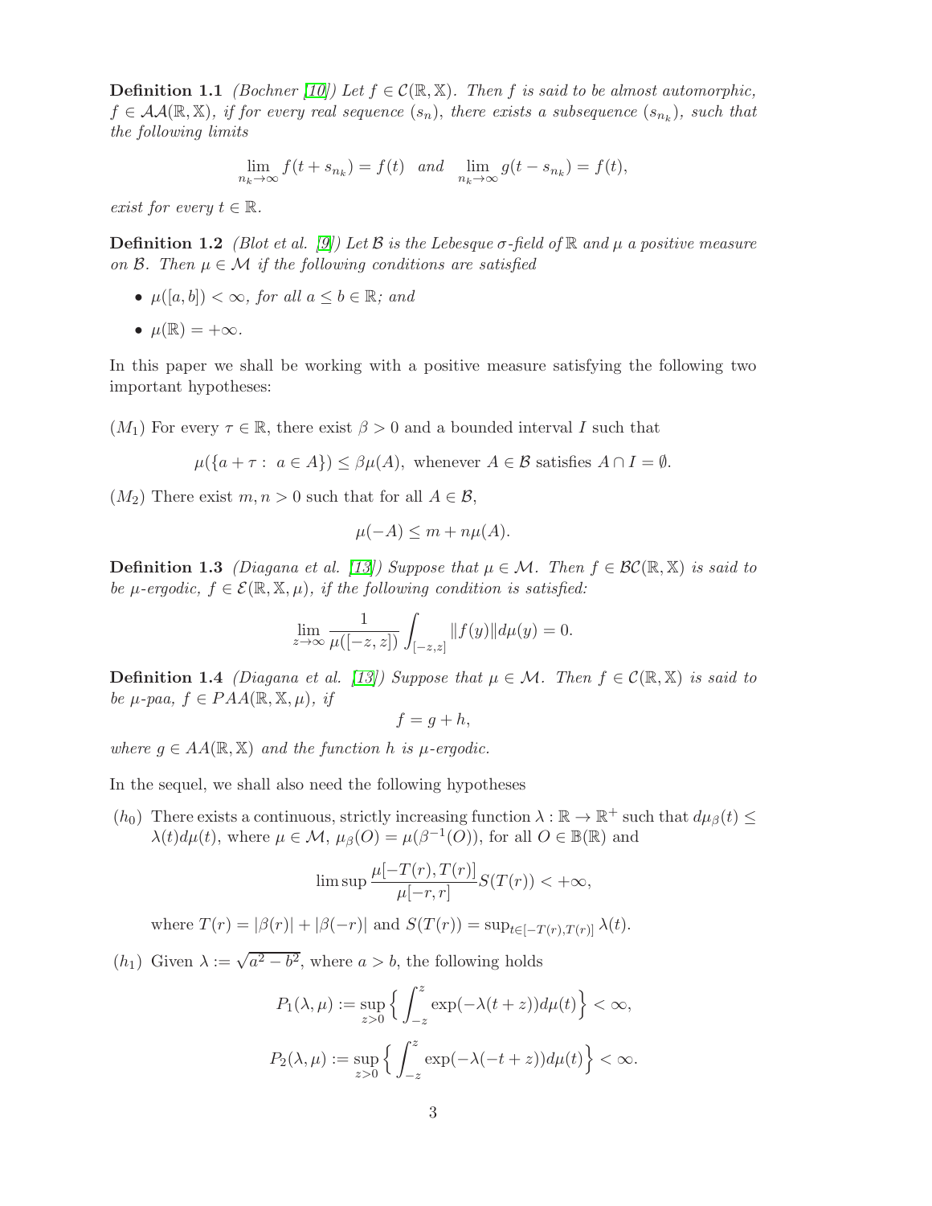**Definition 1.1** *(Bochner [10]) Let $f \in \mathcal{C}(\mathbb{R}, \mathbb{X})$. Then $f$ is said to be almost automorphic, $f \in \mathcal{AA}(\mathbb{R}, \mathbb{X})$, if for every real sequence $(s_n)$, there exists a subsequence $(s_{n_k})$, such that the following limits*

$$\lim_{n_k \to \infty} f(t + s_{n_k}) = f(t) \quad \text{and} \quad \lim_{n_k \to \infty} g(t - s_{n_k}) = f(t),$$

*exist for every $t \in \mathbb{R}$.*

**Definition 1.2** *(Blot et al. [9]) Let $\mathcal{B}$ is the Lebesque $\sigma$-field of $\mathbb{R}$ and $\mu$ a positive measure on $\mathcal{B}$. Then $\mu \in \mathcal{M}$ if the following conditions are satisfied*

- *$\mu([a, b]) < \infty$, for all $a \leq b \in \mathbb{R}$; and*
- *$\mu(\mathbb{R}) = +\infty$.*

In this paper we shall be working with a positive measure satisfying the following two important hypotheses:

$(M_1)$ For every $\tau \in \mathbb{R}$, there exist $\beta > 0$ and a bounded interval $I$ such that

$$\mu(\{a + \tau : \ a \in A\}) \leq \beta\mu(A), \text{ whenever } A \in \mathcal{B} \text{ satisfies } A \cap I = \emptyset.$$

$(M_2)$ There exist $m, n > 0$ such that for all $A \in \mathcal{B}$,

$$\mu(-A) \leq m + n\mu(A).$$

**Definition 1.3** *(Diagana et al. [13]) Suppose that $\mu \in \mathcal{M}$. Then $f \in \mathcal{BC}(\mathbb{R}, \mathbb{X})$ is said to be $\mu$-ergodic, $f \in \mathcal{E}(\mathbb{R}, \mathbb{X}, \mu)$, if the following condition is satisfied:*

$$\lim_{z \to \infty} \frac{1}{\mu([-z, z])} \int_{[-z,z]} \|f(y)\| d\mu(y) = 0.$$

**Definition 1.4** *(Diagana et al. [13]) Suppose that $\mu \in \mathcal{M}$. Then $f \in \mathcal{C}(\mathbb{R}, \mathbb{X})$ is said to be $\mu$-paa, $f \in PAA(\mathbb{R}, \mathbb{X}, \mu)$, if*

$$f = g + h,$$

*where $g \in AA(\mathbb{R}, \mathbb{X})$ and the function $h$ is $\mu$-ergodic.*

In the sequel, we shall also need the following hypotheses

$(h_0)$ There exists a continuous, strictly increasing function $\lambda : \mathbb{R} \to \mathbb{R}^+$ such that $d\mu_\beta(t) \leq \lambda(t)d\mu(t)$, where $\mu \in \mathcal{M}$, $\mu_\beta(O) = \mu(\beta^{-1}(O))$, for all $O \in \mathbb{B}(\mathbb{R})$ and

$$\limsup \frac{\mu[-T(r), T(r)]}{\mu[-r, r]} S(T(r)) < +\infty,$$

where $T(r) = |\beta(r)| + |\beta(-r)|$ and $S(T(r)) = \sup_{t \in [-T(r), T(r)]} \lambda(t)$.

$(h_1)$ Given $\lambda := \sqrt{a^2 - b^2}$, where $a > b$, the following holds

$$P_1(\lambda, \mu) := \sup_{z>0} \Big\{ \int_{-z}^{z} \exp(-\lambda(t + z)) d\mu(t) \Big\} < \infty,$$

$$P_2(\lambda, \mu) := \sup_{z>0} \Big\{ \int_{-z}^{z} \exp(-\lambda(-t + z)) d\mu(t) \Big\} < \infty.$$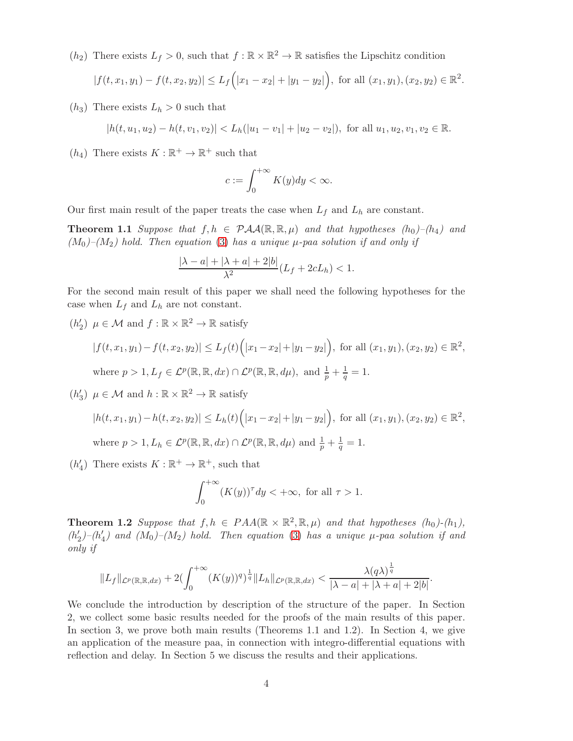$(h_2)$ There exists $L_f > 0$, such that $f : \mathbb{R} \times \mathbb{R}^2 \to \mathbb{R}$ satisfies the Lipschitz condition

$$|f(t, x_1, y_1) - f(t, x_2, y_2)| \leq L_f\Big(|x_1 - x_2| + |y_1 - y_2|\Big), \text{ for all } (x_1, y_1), (x_2, y_2) \in \mathbb{R}^2.$$

$(h_3)$ There exists $L_h > 0$ such that

$$|h(t, u_1, u_2) - h(t, v_1, v_2)| < L_h(|u_1 - v_1| + |u_2 - v_2|), \text{ for all } u_1, u_2, v_1, v_2 \in \mathbb{R}.$$

$(h_4)$ There exists $K : \mathbb{R}^+ \to \mathbb{R}^+$ such that

$$c := \int_0^{+\infty} K(y)dy < \infty.$$

Our first main result of the paper treats the case when $L_f$ and $L_h$ are constant.

**Theorem 1.1** *Suppose that $f, h \in \mathcal{PAA}(\mathbb{R}, \mathbb{R}, \mu)$ and that hypotheses $(h_0)$–$(h_4)$ and $(M_0)$–$(M_2)$ hold. Then equation (3) has a unique $\mu$-paa solution if and only if*

$$\frac{|\lambda - a| + |\lambda + a| + 2|b|}{\lambda^2}(L_f + 2cL_h) < 1.$$

For the second main result of this paper we shall need the following hypotheses for the case when $L_f$ and $L_h$ are not constant.

$(h_2')$ $\mu \in \mathcal{M}$ and $f : \mathbb{R} \times \mathbb{R}^2 \to \mathbb{R}$ satisfy

$$|f(t, x_1, y_1) - f(t, x_2, y_2)| \leq L_f(t)\Big(|x_1 - x_2| + |y_1 - y_2|\Big), \text{ for all } (x_1, y_1), (x_2, y_2) \in \mathbb{R}^2,$$

where $p > 1$, $L_f \in \mathcal{L}^p(\mathbb{R}, \mathbb{R}, dx) \cap \mathcal{L}^p(\mathbb{R}, \mathbb{R}, d\mu)$, and $\frac{1}{p} + \frac{1}{q} = 1$.

$(h_3')$ $\mu \in \mathcal{M}$ and $h : \mathbb{R} \times \mathbb{R}^2 \to \mathbb{R}$ satisfy

$$|h(t, x_1, y_1) - h(t, x_2, y_2)| \leq L_h(t)\Big(|x_1 - x_2| + |y_1 - y_2|\Big), \text{ for all } (x_1, y_1), (x_2, y_2) \in \mathbb{R}^2,$$

where $p > 1$, $L_h \in \mathcal{L}^p(\mathbb{R}, \mathbb{R}, dx) \cap \mathcal{L}^p(\mathbb{R}, \mathbb{R}, d\mu)$ and $\frac{1}{p} + \frac{1}{q} = 1$.

$(h_4')$ There exists $K : \mathbb{R}^+ \to \mathbb{R}^+$, such that

$$\int_0^{+\infty} (K(y))^\tau dy < +\infty, \text{ for all } \tau > 1.$$

**Theorem 1.2** *Suppose that $f, h \in PAA(\mathbb{R} \times \mathbb{R}^2, \mathbb{R}, \mu)$ and that hypotheses $(h_0)$-$(h_1)$, $(h_2')$–$(h_4')$ and $(M_0)$–$(M_2)$ hold. Then equation (3) has a unique $\mu$-paa solution if and only if*

$$\|L_f\|_{\mathcal{L}^p(\mathbb{R},\mathbb{R},dx)} + 2(\int_0^{+\infty} (K(y))^q)^{\frac{1}{q}} \|L_h\|_{\mathcal{L}^p(\mathbb{R},\mathbb{R},dx)} < \frac{\lambda(q\lambda)^{\frac{1}{q}}}{|\lambda - a| + |\lambda + a| + 2|b|}.$$

We conclude the introduction by description of the structure of the paper. In Section 2, we collect some basic results needed for the proofs of the main results of this paper. In section 3, we prove both main results (Theorems 1.1 and 1.2). In Section 4, we give an application of the measure paa, in connection with integro-differential equations with reflection and delay. In Section 5 we discuss the results and their applications.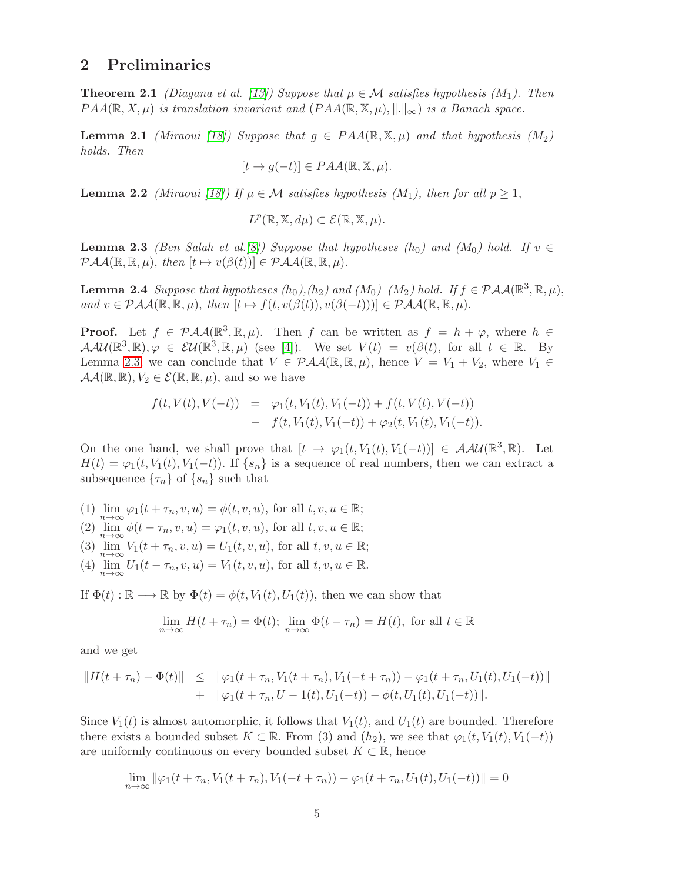## 2 Preliminaries

**Theorem 2.1** *(Diagana et al. [13]) Suppose that $\mu \in \mathcal{M}$ satisfies hypothesis $(M_1)$. Then $PAA(\mathbb{R}, X, \mu)$ is translation invariant and $(PAA(\mathbb{R}, \mathbb{X}, \mu), \|.\|_\infty)$ is a Banach space.*

**Lemma 2.1** *(Miraoui [18]) Suppose that $g \in PAA(\mathbb{R}, \mathbb{X}, \mu)$ and that hypothesis $(M_2)$ holds. Then*

$$[t \to g(-t)] \in PAA(\mathbb{R}, \mathbb{X}, \mu).$$

**Lemma 2.2** *(Miraoui [18]) If $\mu \in \mathcal{M}$ satisfies hypothesis $(M_1)$, then for all $p \geq 1$,*

$$L^p(\mathbb{R}, \mathbb{X}, d\mu) \subset \mathcal{E}(\mathbb{R}, \mathbb{X}, \mu).$$

**Lemma 2.3** *(Ben Salah et al.[8]) Suppose that hypotheses $(h_0)$ and $(M_0)$ hold. If $v \in \mathcal{PAA}(\mathbb{R}, \mathbb{R}, \mu)$, then $[t \mapsto v(\beta(t))] \in \mathcal{PAA}(\mathbb{R}, \mathbb{R}, \mu)$.*

**Lemma 2.4** *Suppose that hypotheses $(h_0)$,$(h_2)$ and $(M_0)$–$(M_2)$ hold. If $f \in \mathcal{PAA}(\mathbb{R}^3, \mathbb{R}, \mu)$, and $v \in \mathcal{PAA}(\mathbb{R}, \mathbb{R}, \mu)$, then $[t \mapsto f(t, v(\beta(t)), v(\beta(-t)))] \in \mathcal{PAA}(\mathbb{R}, \mathbb{R}, \mu)$.*

**Proof.** Let $f \in \mathcal{PAA}(\mathbb{R}^3, \mathbb{R}, \mu)$. Then $f$ can be written as $f = h + \varphi$, where $h \in \mathcal{AAU}(\mathbb{R}^3, \mathbb{R}), \varphi \in \mathcal{EU}(\mathbb{R}^3, \mathbb{R}, \mu)$ (see [4]). We set $V(t) = v(\beta(t)$, for all $t \in \mathbb{R}$. By Lemma 2.3, we can conclude that $V \in \mathcal{PAA}(\mathbb{R}, \mathbb{R}, \mu)$, hence $V = V_1 + V_2$, where $V_1 \in \mathcal{AA}(\mathbb{R}, \mathbb{R}), V_2 \in \mathcal{E}(\mathbb{R}, \mathbb{R}, \mu)$, and so we have

$$\begin{aligned} f(t, V(t), V(-t)) &= \varphi_1(t, V_1(t), V_1(-t)) + f(t, V(t), V(-t)) \\ &- f(t, V_1(t), V_1(-t)) + \varphi_2(t, V_1(t), V_1(-t)). \end{aligned}$$

On the one hand, we shall prove that $[t \to \varphi_1(t, V_1(t), V_1(-t))] \in \mathcal{AAU}(\mathbb{R}^3, \mathbb{R})$. Let $H(t) = \varphi_1(t, V_1(t), V_1(-t))$. If $\{s_n\}$ is a sequence of real numbers, then we can extract a subsequence $\{\tau_n\}$ of $\{s_n\}$ such that

(1) $\lim_{n\to\infty} \varphi_1(t + \tau_n, v, u) = \phi(t, v, u)$, for all $t, v, u \in \mathbb{R}$;
(2) $\lim_{n\to\infty} \phi(t - \tau_n, v, u) = \varphi_1(t, v, u)$, for all $t, v, u \in \mathbb{R}$;
(3) $\lim_{n\to\infty} V_1(t + \tau_n, v, u) = U_1(t, v, u)$, for all $t, v, u \in \mathbb{R}$;
(4) $\lim_{n\to\infty} U_1(t - \tau_n, v, u) = V_1(t, v, u)$, for all $t, v, u \in \mathbb{R}$.

If $\Phi(t) : \mathbb{R} \longrightarrow \mathbb{R}$ by $\Phi(t) = \phi(t, V_1(t), U_1(t))$, then we can show that

$$\lim_{n\to\infty} H(t + \tau_n) = \Phi(t); \ \lim_{n\to\infty} \Phi(t - \tau_n) = H(t), \text{ for all } t \in \mathbb{R}$$

and we get

$$\begin{aligned} \|H(t + \tau_n) - \Phi(t)\| &\leq \|\varphi_1(t + \tau_n, V_1(t + \tau_n), V_1(-t + \tau_n)) - \varphi_1(t + \tau_n, U_1(t), U_1(-t))\| \\ &+ \|\varphi_1(t + \tau_n, U - 1(t), U_1(-t)) - \phi(t, U_1(t), U_1(-t))\|. \end{aligned}$$

Since $V_1(t)$ is almost automorphic, it follows that $V_1(t)$, and $U_1(t)$ are bounded. Therefore there exists a bounded subset $K \subset \mathbb{R}$. From (3) and $(h_2)$, we see that $\varphi_1(t, V_1(t), V_1(-t))$ are uniformly continuous on every bounded subset $K \subset \mathbb{R}$, hence

$$\lim_{n\to\infty} \|\varphi_1(t + \tau_n, V_1(t + \tau_n), V_1(-t + \tau_n)) - \varphi_1(t + \tau_n, U_1(t), U_1(-t))\| = 0$$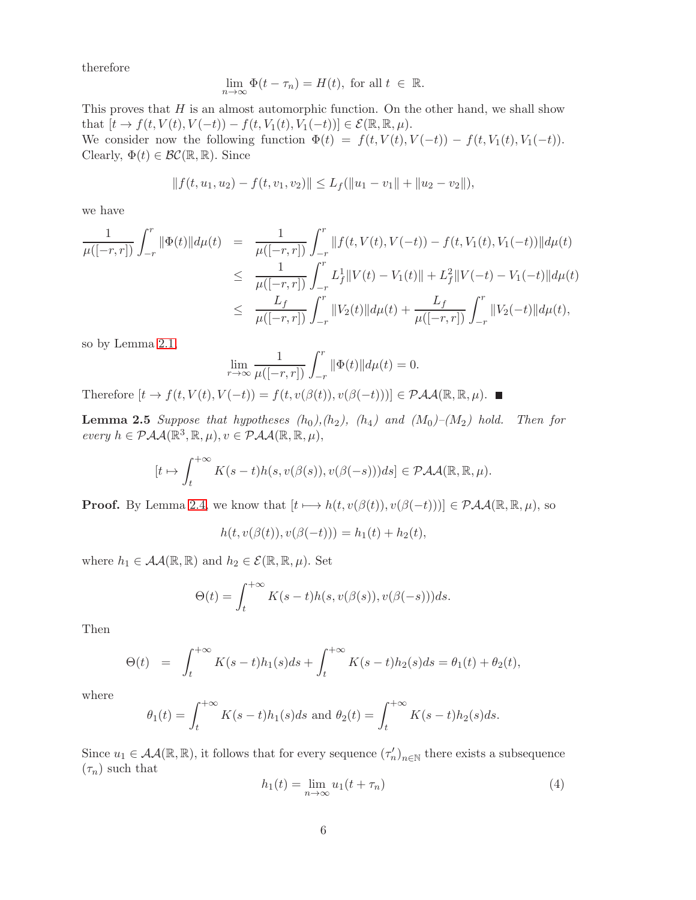therefore

$$\lim_{n\to\infty} \Phi(t-\tau_n) = H(t), \text{ for all } t \in \mathbb{R}.$$

This proves that $H$ is an almost automorphic function. On the other hand, we shall show that $[t \to f(t, V(t), V(-t)) - f(t, V_1(t), V_1(-t))] \in \mathcal{E}(\mathbb{R}, \mathbb{R}, \mu)$.
We consider now the following function $\Phi(t) = f(t, V(t), V(-t)) - f(t, V_1(t), V_1(-t))$. Clearly, $\Phi(t) \in \mathcal{BC}(\mathbb{R}, \mathbb{R})$. Since

$$\|f(t, u_1, u_2) - f(t, v_1, v_2)\| \leq L_f(\|u_1 - v_1\| + \|u_2 - v_2\|),$$

we have

$$\begin{aligned}
\frac{1}{\mu([-r,r])}\int_{-r}^{r} \|\Phi(t)\| d\mu(t) &= \frac{1}{\mu([-r,r])}\int_{-r}^{r} \|f(t, V(t), V(-t)) - f(t, V_1(t), V_1(-t))\| d\mu(t) \\
&\leq \frac{1}{\mu([-r,r])}\int_{-r}^{r} L_f^1\|V(t) - V_1(t)\| + L_f^2\|V(-t) - V_1(-t)\| d\mu(t) \\
&\leq \frac{L_f}{\mu([-r,r])}\int_{-r}^{r} \|V_2(t)\| d\mu(t) + \frac{L_f}{\mu([-r,r])}\int_{-r}^{r} \|V_2(-t)\| d\mu(t),
\end{aligned}$$

so by Lemma 2.1,

$$\lim_{r\to\infty} \frac{1}{\mu([-r,r])}\int_{-r}^{r} \|\Phi(t)\| d\mu(t) = 0.$$

Therefore $[t \to f(t, V(t), V(-t)) = f(t, v(\beta(t)), v(\beta(-t)))] \in \mathcal{PAA}(\mathbb{R}, \mathbb{R}, \mu)$. ■

**Lemma 2.5** *Suppose that hypotheses $(h_0)$,$(h_2)$, $(h_4)$ and $(M_0)$–$(M_2)$ hold. Then for every $h \in \mathcal{PAA}(\mathbb{R}^3, \mathbb{R}, \mu), v \in \mathcal{PAA}(\mathbb{R}, \mathbb{R}, \mu)$,*

$$[t \mapsto \int_t^{+\infty} K(s-t)h(s, v(\beta(s)), v(\beta(-s)))ds] \in \mathcal{PAA}(\mathbb{R}, \mathbb{R}, \mu).$$

**Proof.** By Lemma 2.4, we know that $[t \longmapsto h(t, v(\beta(t)), v(\beta(-t)))] \in \mathcal{PAA}(\mathbb{R}, \mathbb{R}, \mu)$, so

$$h(t, v(\beta(t)), v(\beta(-t))) = h_1(t) + h_2(t),$$

where $h_1 \in \mathcal{AA}(\mathbb{R}, \mathbb{R})$ and $h_2 \in \mathcal{E}(\mathbb{R}, \mathbb{R}, \mu)$. Set

$$\Theta(t) = \int_t^{+\infty} K(s-t)h(s, v(\beta(s)), v(\beta(-s)))ds.$$

Then

$$\Theta(t) = \int_t^{+\infty} K(s-t)h_1(s)ds + \int_t^{+\infty} K(s-t)h_2(s)ds = \theta_1(t) + \theta_2(t),$$

where

$$\theta_1(t) = \int_t^{+\infty} K(s-t)h_1(s)ds \text{ and } \theta_2(t) = \int_t^{+\infty} K(s-t)h_2(s)ds.$$

Since $u_1 \in \mathcal{AA}(\mathbb{R}, \mathbb{R})$, it follows that for every sequence $(\tau'_n)_{n\in\mathbb{N}}$ there exists a subsequence $(\tau_n)$ such that

$$h_1(t) = \lim_{n\to\infty} u_1(t + \tau_n) \tag{4}$$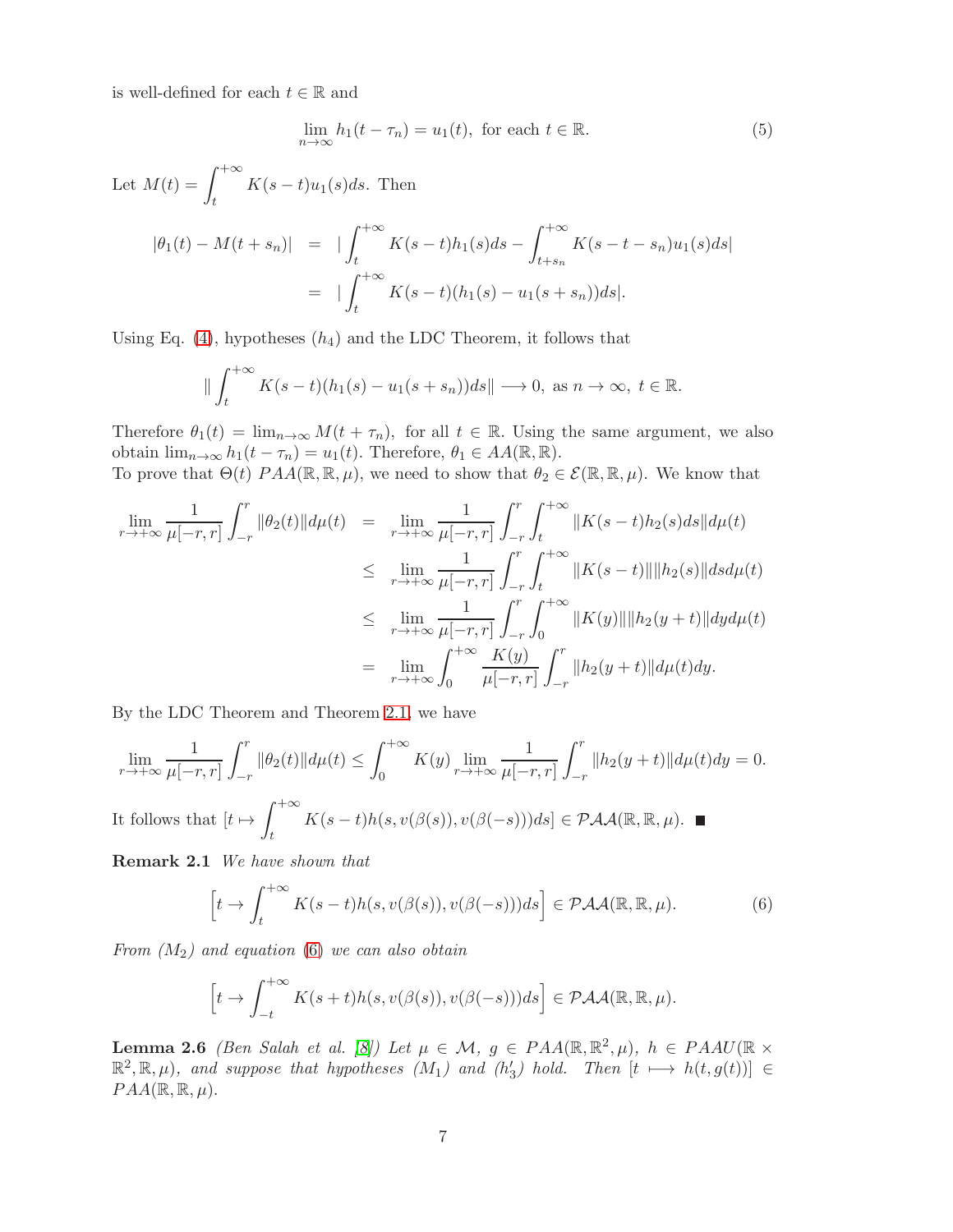is well-defined for each $t \in \mathbb{R}$ and

$$\lim_{n\to\infty} h_1(t - \tau_n) = u_1(t), \text{ for each } t \in \mathbb{R}. \tag{5}$$

Let $M(t) = \displaystyle\int_t^{+\infty} K(s-t)u_1(s)ds$. Then

$$\begin{aligned}
|\theta_1(t) - M(t+s_n)| &= |\int_t^{+\infty} K(s-t)h_1(s)ds - \int_{t+s_n}^{+\infty} K(s-t-s_n)u_1(s)ds| \\
&= |\int_t^{+\infty} K(s-t)(h_1(s) - u_1(s+s_n))ds|.
\end{aligned}$$

Using Eq. (4), hypotheses $(h_4)$ and the LDC Theorem, it follows that

$$\| \int_t^{+\infty} K(s-t)(h_1(s) - u_1(s+s_n))ds\| \longrightarrow 0, \text{ as } n \to \infty,\ t \in \mathbb{R}.$$

Therefore $\theta_1(t) = \lim_{n\to\infty} M(t+\tau_n)$, for all $t \in \mathbb{R}$. Using the same argument, we also obtain $\lim_{n\to\infty} h_1(t-\tau_n) = u_1(t)$. Therefore, $\theta_1 \in AA(\mathbb{R},\mathbb{R})$.
To prove that $\Theta(t)$ $PAA(\mathbb{R},\mathbb{R},\mu)$, we need to show that $\theta_2 \in \mathcal{E}(\mathbb{R},\mathbb{R},\mu)$. We know that

$$\begin{aligned}
\lim_{r\to+\infty} \frac{1}{\mu[-r,r]} \int_{-r}^{r} \|\theta_2(t)\| d\mu(t) &= \lim_{r\to+\infty} \frac{1}{\mu[-r,r]} \int_{-r}^{r} \int_t^{+\infty} \|K(s-t)h_2(s)ds\| d\mu(t) \\
&\leq \lim_{r\to+\infty} \frac{1}{\mu[-r,r]} \int_{-r}^{r} \int_t^{+\infty} \|K(s-t)\|\|h_2(s)\| ds d\mu(t) \\
&\leq \lim_{r\to+\infty} \frac{1}{\mu[-r,r]} \int_{-r}^{r} \int_0^{+\infty} \|K(y)\|\|h_2(y+t)\| dy d\mu(t) \\
&= \lim_{r\to+\infty} \int_0^{+\infty} \frac{K(y)}{\mu[-r,r]} \int_{-r}^{r} \|h_2(y+t)\| d\mu(t) dy.
\end{aligned}$$

By the LDC Theorem and Theorem 2.1, we have

$$\lim_{r\to+\infty} \frac{1}{\mu[-r,r]} \int_{-r}^{r} \|\theta_2(t)\| d\mu(t) \leq \int_0^{+\infty} K(y) \lim_{r\to+\infty} \frac{1}{\mu[-r,r]} \int_{-r}^{r} \|h_2(y+t)\| d\mu(t) dy = 0.$$

It follows that $[t \mapsto \displaystyle\int_t^{+\infty} K(s-t)h(s, v(\beta(s)), v(\beta(-s)))ds] \in \mathcal{PAA}(\mathbb{R},\mathbb{R},\mu)$. ■

**Remark 2.1** *We have shown that*

$$\left[t \to \int_t^{+\infty} K(s-t)h(s, v(\beta(s)), v(\beta(-s)))ds\right] \in \mathcal{PAA}(\mathbb{R},\mathbb{R},\mu). \tag{6}$$

*From $(M_2)$ and equation (6) we can also obtain*

$$\left[t \to \int_{-t}^{+\infty} K(s+t)h(s, v(\beta(s)), v(\beta(-s)))ds\right] \in \mathcal{PAA}(\mathbb{R},\mathbb{R},\mu).$$

**Lemma 2.6** *(Ben Salah et al. [8]) Let $\mu \in \mathcal{M}$, $g \in PAA(\mathbb{R},\mathbb{R}^2,\mu)$, $h \in PAAU(\mathbb{R} \times \mathbb{R}^2,\mathbb{R},\mu)$, and suppose that hypotheses $(M_1)$ and $(h_3')$ hold. Then $[t \longmapsto h(t, g(t))] \in PAA(\mathbb{R},\mathbb{R},\mu)$.*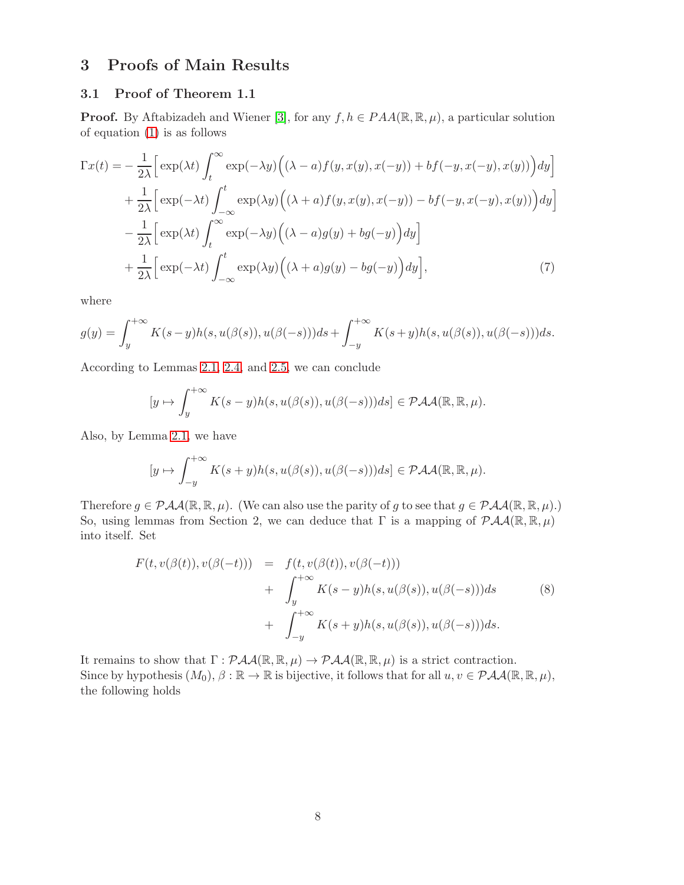# 3 Proofs of Main Results

## 3.1 Proof of Theorem 1.1

**Proof.** By Aftabizadeh and Wiener [3], for any $f, h \in PAA(\mathbb{R}, \mathbb{R}, \mu)$, a particular solution of equation (1) is as follows

$$
\begin{aligned}
\Gamma x(t) = & -\frac{1}{2\lambda}\Big[\exp(\lambda t)\int_t^{\infty}\exp(-\lambda y)\Big((\lambda - a)f(y, x(y), x(-y)) + bf(-y, x(-y), x(y))\Big)dy\Big] \\
& + \frac{1}{2\lambda}\Big[\exp(-\lambda t)\int_{-\infty}^{t}\exp(\lambda y)\Big((\lambda + a)f(y, x(y), x(-y)) - bf(-y, x(-y), x(y))\Big)dy\Big] \\
& - \frac{1}{2\lambda}\Big[\exp(\lambda t)\int_t^{\infty}\exp(-\lambda y)\Big((\lambda - a)g(y) + bg(-y)\Big)dy\Big] \\
& + \frac{1}{2\lambda}\Big[\exp(-\lambda t)\int_{-\infty}^{t}\exp(\lambda y)\Big((\lambda + a)g(y) - bg(-y)\Big)dy\Big],
\end{aligned} \tag{7}
$$

where

$$
g(y) = \int_y^{+\infty} K(s-y)h(s, u(\beta(s)), u(\beta(-s)))ds + \int_{-y}^{+\infty} K(s+y)h(s, u(\beta(s)), u(\beta(-s)))ds.
$$

According to Lemmas 2.1, 2.4, and 2.5, we can conclude

$$
\Big[y \mapsto \int_y^{+\infty} K(s-y)h(s, u(\beta(s)), u(\beta(-s)))ds\Big] \in \mathcal{PAA}(\mathbb{R}, \mathbb{R}, \mu).
$$

Also, by Lemma 2.1, we have

$$
\Big[y \mapsto \int_{-y}^{+\infty} K(s+y)h(s, u(\beta(s)), u(\beta(-s)))ds\Big] \in \mathcal{PAA}(\mathbb{R}, \mathbb{R}, \mu).
$$

Therefore $g \in \mathcal{PAA}(\mathbb{R}, \mathbb{R}, \mu)$. (We can also use the parity of $g$ to see that $g \in \mathcal{PAA}(\mathbb{R}, \mathbb{R}, \mu)$.) So, using lemmas from Section 2, we can deduce that $\Gamma$ is a mapping of $\mathcal{PAA}(\mathbb{R}, \mathbb{R}, \mu)$ into itself. Set

$$
\begin{aligned}
F(t, v(\beta(t)), v(\beta(-t))) &= f(t, v(\beta(t)), v(\beta(-t))) \\
&+ \int_y^{+\infty} K(s-y)h(s, u(\beta(s)), u(\beta(-s)))ds \\
&+ \int_{-y}^{+\infty} K(s+y)h(s, u(\beta(s)), u(\beta(-s)))ds.
\end{aligned} \tag{8}
$$

It remains to show that $\Gamma : \mathcal{PAA}(\mathbb{R}, \mathbb{R}, \mu) \to \mathcal{PAA}(\mathbb{R}, \mathbb{R}, \mu)$ is a strict contraction.
Since by hypothesis $(M_0)$, $\beta : \mathbb{R} \to \mathbb{R}$ is bijective, it follows that for all $u, v \in \mathcal{PAA}(\mathbb{R}, \mathbb{R}, \mu)$, the following holds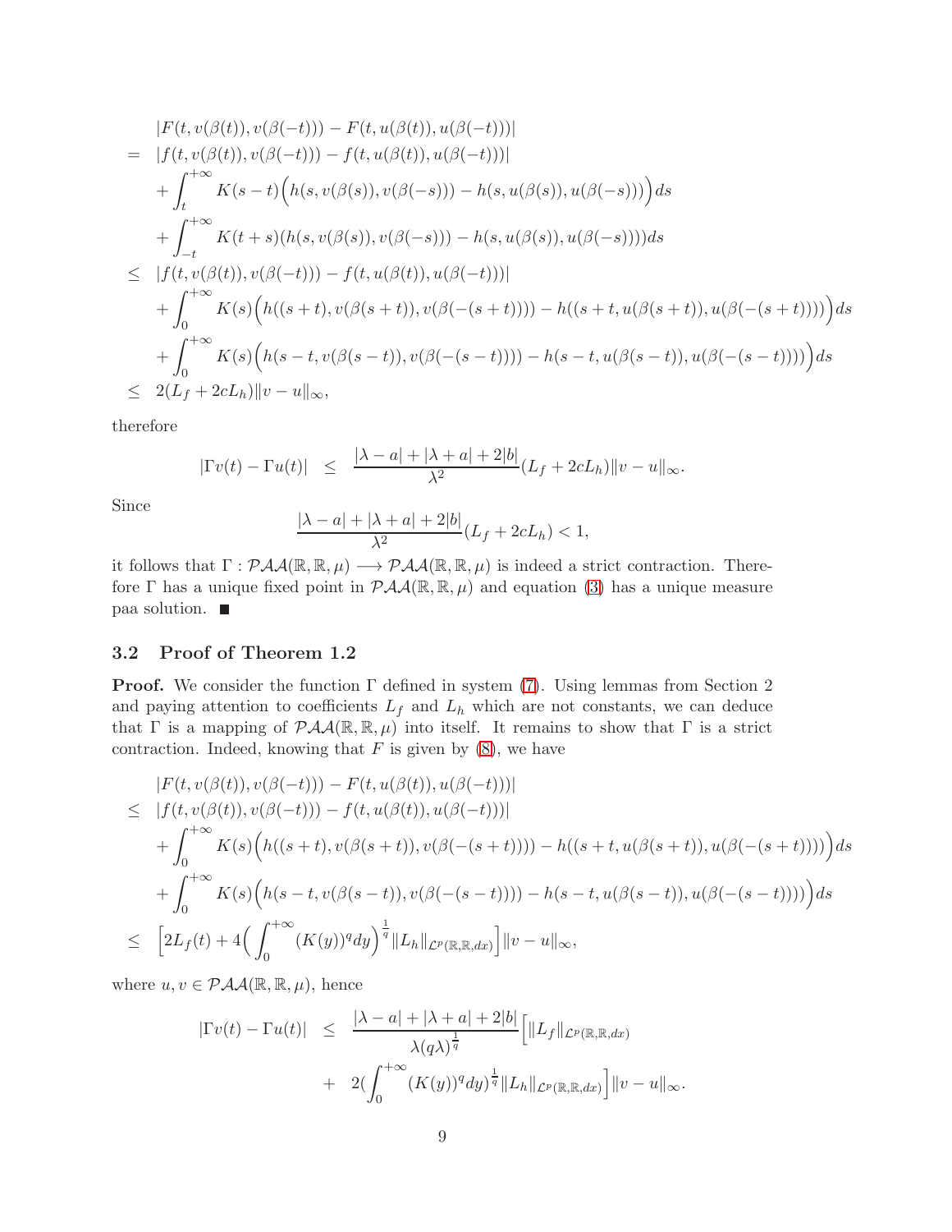$$
\begin{aligned}
& |F(t, v(\beta(t)), v(\beta(-t))) - F(t, u(\beta(t)), u(\beta(-t)))| \\
= \ & |f(t, v(\beta(t)), v(\beta(-t))) - f(t, u(\beta(t)), u(\beta(-t)))| \\
& + \int_t^{+\infty} K(s-t)\Big(h(s, v(\beta(s)), v(\beta(-s))) - h(s, u(\beta(s)), u(\beta(-s)))\Big) ds \\
& + \int_{-t}^{+\infty} K(t+s)(h(s, v(\beta(s)), v(\beta(-s))) - h(s, u(\beta(s)), u(\beta(-s)))) ds \\
\leq \ & |f(t, v(\beta(t)), v(\beta(-t))) - f(t, u(\beta(t)), u(\beta(-t)))| \\
& + \int_0^{+\infty} K(s)\Big(h((s+t, v(\beta(s+t)), v(\beta(-(s+t)))) - h((s+t, u(\beta(s+t)), u(\beta(-(s+t))))\Big) ds \\
& + \int_0^{+\infty} K(s)\Big(h(s-t, v(\beta(s-t)), v(\beta(-(s-t)))) - h(s-t, u(\beta(s-t)), u(\beta(-(s-t))))\Big) ds \\
\leq \ & 2(L_f + 2cL_h)\|v-u\|_\infty,
\end{aligned}
$$

therefore

$$
|\Gamma v(t) - \Gamma u(t)| \ \leq \ \frac{|\lambda - a| + |\lambda + a| + 2|b|}{\lambda^2}(L_f + 2cL_h)\|v-u\|_\infty.
$$

Since

$$
\frac{|\lambda - a| + |\lambda + a| + 2|b|}{\lambda^2}(L_f + 2cL_h) < 1,
$$

it follows that $\Gamma : \mathcal{PAA}(\mathbb{R}, \mathbb{R}, \mu) \longrightarrow \mathcal{PAA}(\mathbb{R}, \mathbb{R}, \mu)$ is indeed a strict contraction. Therefore $\Gamma$ has a unique fixed point in $\mathcal{PAA}(\mathbb{R}, \mathbb{R}, \mu)$ and equation (3) has a unique measure paa solution. ■

### 3.2 Proof of Theorem 1.2

**Proof.** We consider the function $\Gamma$ defined in system (7). Using lemmas from Section 2 and paying attention to coefficients $L_f$ and $L_h$ which are not constants, we can deduce that $\Gamma$ is a mapping of $\mathcal{PAA}(\mathbb{R}, \mathbb{R}, \mu)$ into itself. It remains to show that $\Gamma$ is a strict contraction. Indeed, knowing that $F$ is given by (8), we have

$$
\begin{aligned}
& |F(t, v(\beta(t)), v(\beta(-t))) - F(t, u(\beta(t)), u(\beta(-t)))| \\
\leq \ & |f(t, v(\beta(t)), v(\beta(-t))) - f(t, u(\beta(t)), u(\beta(-t)))| \\
& + \int_0^{+\infty} K(s)\Big(h((s+t), v(\beta(s+t)), v(\beta(-(s+t)))) - h((s+t, u(\beta(s+t)), u(\beta(-(s+t))))\Big) ds \\
& + \int_0^{+\infty} K(s)\Big(h(s-t, v(\beta(s-t)), v(\beta(-(s-t)))) - h(s-t, u(\beta(s-t)), u(\beta(-(s-t))))\Big) ds \\
\leq \ & \Big[2L_f(t) + 4\Big(\int_0^{+\infty} (K(y))^q dy\Big)^{\frac{1}{q}} \|L_h\|_{\mathcal{L}^p(\mathbb{R}, \mathbb{R}, dx)}\Big]\|v-u\|_\infty,
\end{aligned}
$$

where $u, v \in \mathcal{PAA}(\mathbb{R}, \mathbb{R}, \mu)$, hence

$$
\begin{aligned}
|\Gamma v(t) - \Gamma u(t)| \ \leq \ & \frac{|\lambda - a| + |\lambda + a| + 2|b|}{\lambda (q\lambda)^{\frac{1}{q}}}\Big[\|L_f\|_{\mathcal{L}^p(\mathbb{R}, \mathbb{R}, dx)} \\
& + \ 2\Big(\int_0^{+\infty} (K(y))^q dy\Big)^{\frac{1}{q}} \|L_h\|_{\mathcal{L}^p(\mathbb{R}, \mathbb{R}, dx)}\Big]\|v-u\|_\infty.
\end{aligned}
$$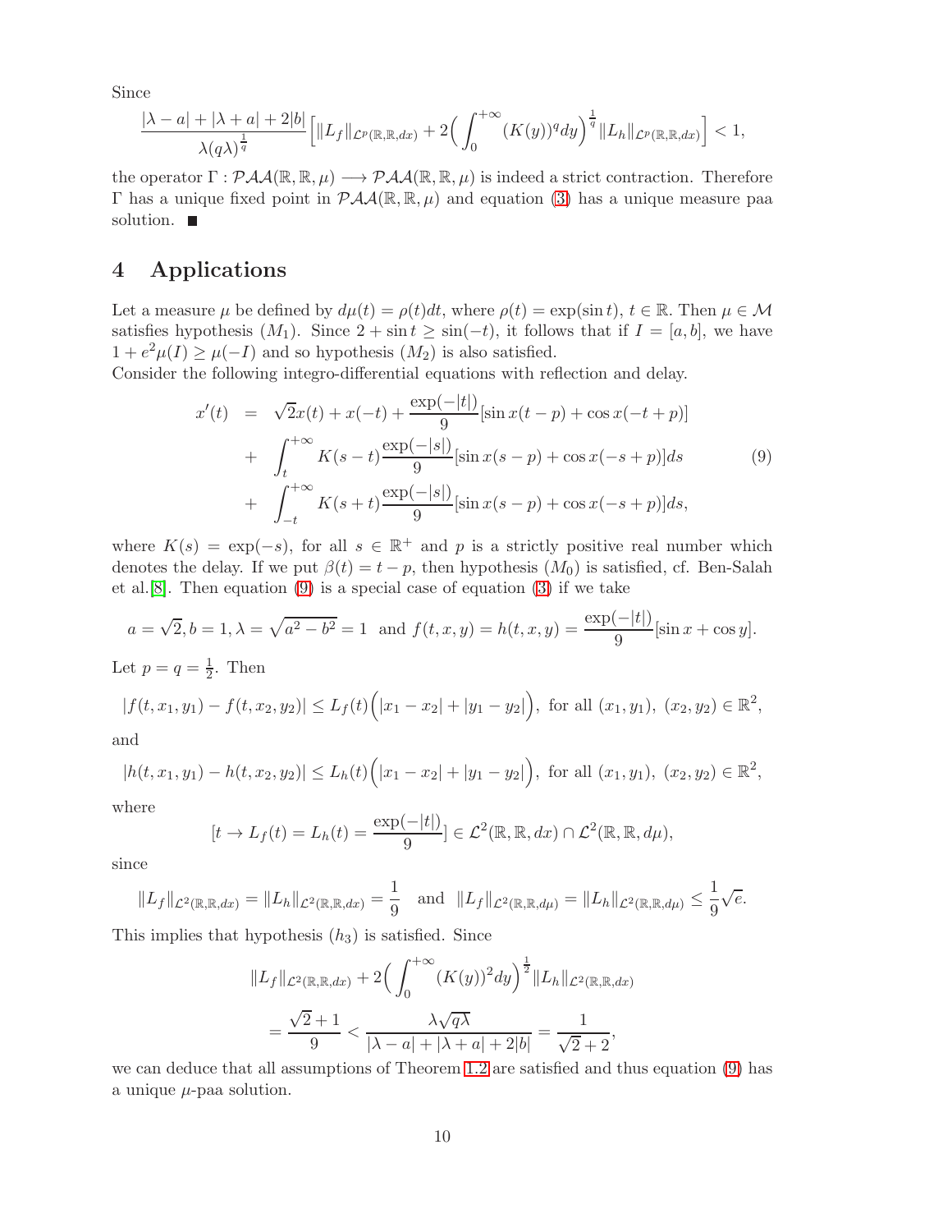Since

$$\frac{|\lambda - a| + |\lambda + a| + 2|b|}{\lambda(q\lambda)^{\frac{1}{q}}}\Big[\|L_f\|_{\mathcal{L}^p(\mathbb{R},\mathbb{R},dx)} + 2\Big(\int_0^{+\infty}(K(y))^q dy\Big)^{\frac{1}{q}}\|L_h\|_{\mathcal{L}^p(\mathbb{R},\mathbb{R},dx)}\Big] < 1,$$

the operator $\Gamma : \mathcal{PAA}(\mathbb{R},\mathbb{R},\mu) \longrightarrow \mathcal{PAA}(\mathbb{R},\mathbb{R},\mu)$ is indeed a strict contraction. Therefore $\Gamma$ has a unique fixed point in $\mathcal{PAA}(\mathbb{R},\mathbb{R},\mu)$ and equation (3) has a unique measure paa solution. ■

# 4 Applications

Let a measure $\mu$ be defined by $d\mu(t) = \rho(t)dt$, where $\rho(t) = \exp(\sin t)$, $t \in \mathbb{R}$. Then $\mu \in \mathcal{M}$ satisfies hypothesis $(M_1)$. Since $2 + \sin t \geq \sin(-t)$, it follows that if $I = [a,b]$, we have $1 + e^2\mu(I) \geq \mu(-I)$ and so hypothesis $(M_2)$ is also satisfied.
Consider the following integro-differential equations with reflection and delay.

$$\begin{aligned}
x'(t) &= \sqrt{2}x(t) + x(-t) + \frac{\exp(-|t|)}{9}[\sin x(t-p) + \cos x(-t+p)] \\
&+ \int_t^{+\infty} K(s-t)\frac{\exp(-|s|)}{9}[\sin x(s-p) + \cos x(-s+p)]ds \qquad (9)\\
&+ \int_{-t}^{+\infty} K(s+t)\frac{\exp(-|s|)}{9}[\sin x(s-p) + \cos x(-s+p)]ds,
\end{aligned}$$

where $K(s) = \exp(-s)$, for all $s \in \mathbb{R}^+$ and $p$ is a strictly positive real number which denotes the delay. If we put $\beta(t) = t - p$, then hypothesis $(M_0)$ is satisfied, cf. Ben-Salah et al.[8]. Then equation (9) is a special case of equation (3) if we take

$$a = \sqrt{2}, b = 1, \lambda = \sqrt{a^2 - b^2} = 1 \text{ and } f(t,x,y) = h(t,x,y) = \frac{\exp(-|t|)}{9}[\sin x + \cos y].$$

Let $p = q = \frac{1}{2}$. Then

$$|f(t,x_1,y_1) - f(t,x_2,y_2)| \leq L_f(t)\Big(|x_1 - x_2| + |y_1 - y_2|\Big), \text{ for all } (x_1,y_1),\ (x_2,y_2) \in \mathbb{R}^2,$$

and

$$|h(t,x_1,y_1) - h(t,x_2,y_2)| \leq L_h(t)\Big(|x_1 - x_2| + |y_1 - y_2|\Big), \text{ for all } (x_1,y_1),\ (x_2,y_2) \in \mathbb{R}^2,$$

where

$$[t \to L_f(t) = L_h(t) = \frac{\exp(-|t|)}{9}] \in \mathcal{L}^2(\mathbb{R},\mathbb{R},dx) \cap \mathcal{L}^2(\mathbb{R},\mathbb{R},d\mu),$$

since

$$\|L_f\|_{\mathcal{L}^2(\mathbb{R},\mathbb{R},dx)} = \|L_h\|_{\mathcal{L}^2(\mathbb{R},\mathbb{R},dx)} = \frac{1}{9} \quad \text{and} \quad \|L_f\|_{\mathcal{L}^2(\mathbb{R},\mathbb{R},d\mu)} = \|L_h\|_{\mathcal{L}^2(\mathbb{R},\mathbb{R},d\mu)} \leq \frac{1}{9}\sqrt{e}.$$

This implies that hypothesis $(h_3)$ is satisfied. Since

$$\begin{aligned}
&\|L_f\|_{\mathcal{L}^2(\mathbb{R},\mathbb{R},dx)} + 2\Big(\int_0^{+\infty}(K(y))^2 dy\Big)^{\frac{1}{2}}\|L_h\|_{\mathcal{L}^2(\mathbb{R},\mathbb{R},dx)} \\
&= \frac{\sqrt{2}+1}{9} < \frac{\lambda\sqrt{q\lambda}}{|\lambda - a| + |\lambda + a| + 2|b|} = \frac{1}{\sqrt{2}+2},
\end{aligned}$$

we can deduce that all assumptions of Theorem 1.2 are satisfied and thus equation (9) has a unique $\mu$-paa solution.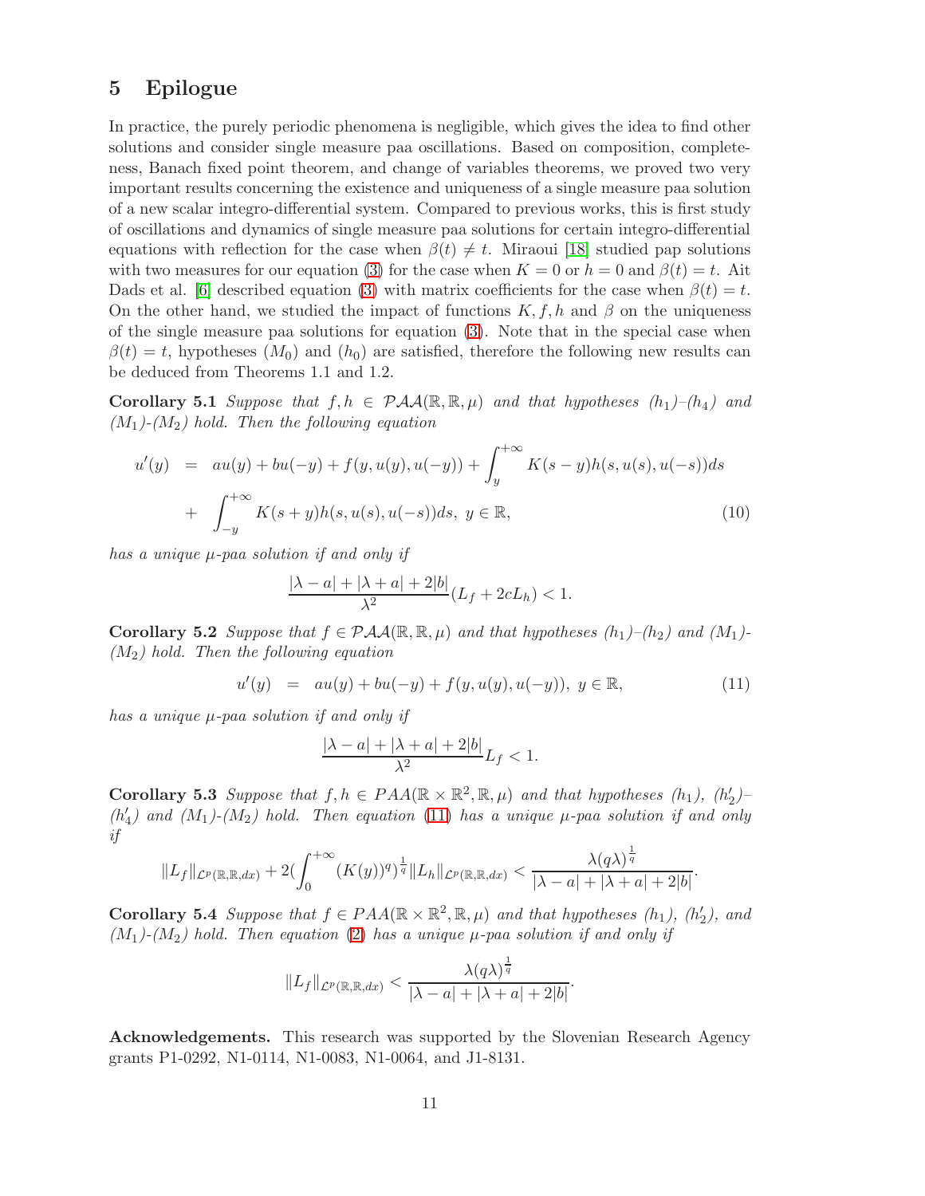## 5 Epilogue

In practice, the purely periodic phenomena is negligible, which gives the idea to find other solutions and consider single measure paa oscillations. Based on composition, completeness, Banach fixed point theorem, and change of variables theorems, we proved two very important results concerning the existence and uniqueness of a single measure paa solution of a new scalar integro-differential system. Compared to previous works, this is first study of oscillations and dynamics of single measure paa solutions for certain integro-differential equations with reflection for the case when $\beta(t) \neq t$. Miraoui [18] studied pap solutions with two measures for our equation (3) for the case when $K = 0$ or $h = 0$ and $\beta(t) = t$. Ait Dads et al. [6] described equation (3) with matrix coefficients for the case when $\beta(t) = t$. On the other hand, we studied the impact of functions $K, f, h$ and $\beta$ on the uniqueness of the single measure paa solutions for equation (3). Note that in the special case when $\beta(t) = t$, hypotheses $(M_0)$ and $(h_0)$ are satisfied, therefore the following new results can be deduced from Theorems 1.1 and 1.2.

**Corollary 5.1** *Suppose that $f, h \in \mathcal{PAA}(\mathbb{R}, \mathbb{R}, \mu)$ and that hypotheses $(h_1)$–$(h_4)$ and $(M_1)$-$(M_2)$ hold. Then the following equation*

$$
\begin{aligned}
u'(y) &= au(y) + bu(-y) + f(y, u(y), u(-y)) + \int_{y}^{+\infty} K(s-y)h(s, u(s), u(-s))ds \\
&+ \int_{-y}^{+\infty} K(s+y)h(s, u(s), u(-s))ds, \ y \in \mathbb{R}, \qquad (10)
\end{aligned}
$$

*has a unique $\mu$-paa solution if and only if*

$$
\frac{|\lambda - a| + |\lambda + a| + 2|b|}{\lambda^2}(L_f + 2cL_h) < 1.
$$

**Corollary 5.2** *Suppose that $f \in \mathcal{PAA}(\mathbb{R}, \mathbb{R}, \mu)$ and that hypotheses $(h_1)$–$(h_2)$ and $(M_1)$-$(M_2)$ hold. Then the following equation*

$$
u'(y) = au(y) + bu(-y) + f(y, u(y), u(-y)), \ y \in \mathbb{R}, \qquad (11)
$$

*has a unique $\mu$-paa solution if and only if*

$$
\frac{|\lambda - a| + |\lambda + a| + 2|b|}{\lambda^2}L_f < 1.
$$

**Corollary 5.3** *Suppose that $f, h \in PAA(\mathbb{R} \times \mathbb{R}^2, \mathbb{R}, \mu)$ and that hypotheses $(h_1)$, $(h'_2)$–$(h'_4)$ and $(M_1)$-$(M_2)$ hold. Then equation (11) has a unique $\mu$-paa solution if and only if*

$$
\|L_f\|_{\mathcal{L}^p(\mathbb{R},\mathbb{R},dx)} + 2\left(\int_0^{+\infty}(K(y))^q\right)^{\frac{1}{q}}\|L_h\|_{\mathcal{L}^p(\mathbb{R},\mathbb{R},dx)} < \frac{\lambda(q\lambda)^{\frac{1}{q}}}{|\lambda - a| + |\lambda + a| + 2|b|}.
$$

**Corollary 5.4** *Suppose that $f \in PAA(\mathbb{R} \times \mathbb{R}^2, \mathbb{R}, \mu)$ and that hypotheses $(h_1)$, $(h'_2)$, and $(M_1)$-$(M_2)$ hold. Then equation (2) has a unique $\mu$-paa solution if and only if*

$$
\|L_f\|_{\mathcal{L}^p(\mathbb{R},\mathbb{R},dx)} < \frac{\lambda(q\lambda)^{\frac{1}{q}}}{|\lambda - a| + |\lambda + a| + 2|b|}.
$$

**Acknowledgements.** This research was supported by the Slovenian Research Agency grants P1-0292, N1-0114, N1-0083, N1-0064, and J1-8131.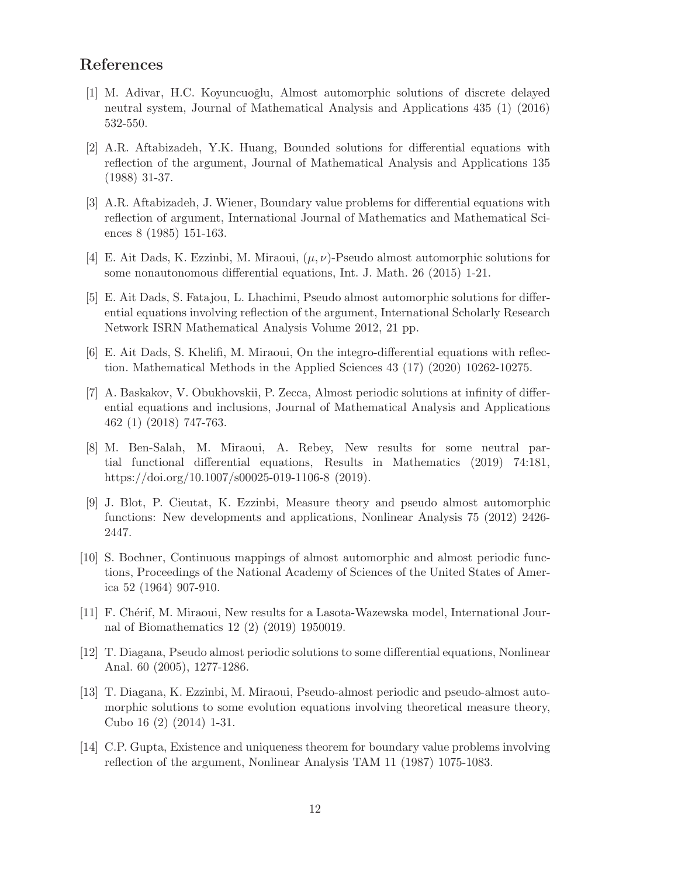## References

[1] M. Adivar, H.C. Koyuncuoğlu, Almost automorphic solutions of discrete delayed neutral system, Journal of Mathematical Analysis and Applications 435 (1) (2016) 532-550.

[2] A.R. Aftabizadeh, Y.K. Huang, Bounded solutions for differential equations with reflection of the argument, Journal of Mathematical Analysis and Applications 135 (1988) 31-37.

[3] A.R. Aftabizadeh, J. Wiener, Boundary value problems for differential equations with reflection of argument, International Journal of Mathematics and Mathematical Sciences 8 (1985) 151-163.

[4] E. Ait Dads, K. Ezzinbi, M. Miraoui, $(\mu, \nu)$-Pseudo almost automorphic solutions for some nonautonomous differential equations, Int. J. Math. 26 (2015) 1-21.

[5] E. Ait Dads, S. Fatajou, L. Lhachimi, Pseudo almost automorphic solutions for differential equations involving reflection of the argument, International Scholarly Research Network ISRN Mathematical Analysis Volume 2012, 21 pp.

[6] E. Ait Dads, S. Khelifi, M. Miraoui, On the integro-differential equations with reflection. Mathematical Methods in the Applied Sciences 43 (17) (2020) 10262-10275.

[7] A. Baskakov, V. Obukhovskii, P. Zecca, Almost periodic solutions at infinity of differential equations and inclusions, Journal of Mathematical Analysis and Applications 462 (1) (2018) 747-763.

[8] M. Ben-Salah, M. Miraoui, A. Rebey, New results for some neutral partial functional differential equations, Results in Mathematics (2019) 74:181, https://doi.org/10.1007/s00025-019-1106-8 (2019).

[9] J. Blot, P. Cieutat, K. Ezzinbi, Measure theory and pseudo almost automorphic functions: New developments and applications, Nonlinear Analysis 75 (2012) 2426-2447.

[10] S. Bochner, Continuous mappings of almost automorphic and almost periodic functions, Proceedings of the National Academy of Sciences of the United States of America 52 (1964) 907-910.

[11] F. Chérif, M. Miraoui, New results for a Lasota-Wazewska model, International Journal of Biomathematics 12 (2) (2019) 1950019.

[12] T. Diagana, Pseudo almost periodic solutions to some differential equations, Nonlinear Anal. 60 (2005), 1277-1286.

[13] T. Diagana, K. Ezzinbi, M. Miraoui, Pseudo-almost periodic and pseudo-almost automorphic solutions to some evolution equations involving theoretical measure theory, Cubo 16 (2) (2014) 1-31.

[14] C.P. Gupta, Existence and uniqueness theorem for boundary value problems involving reflection of the argument, Nonlinear Analysis TAM 11 (1987) 1075-1083.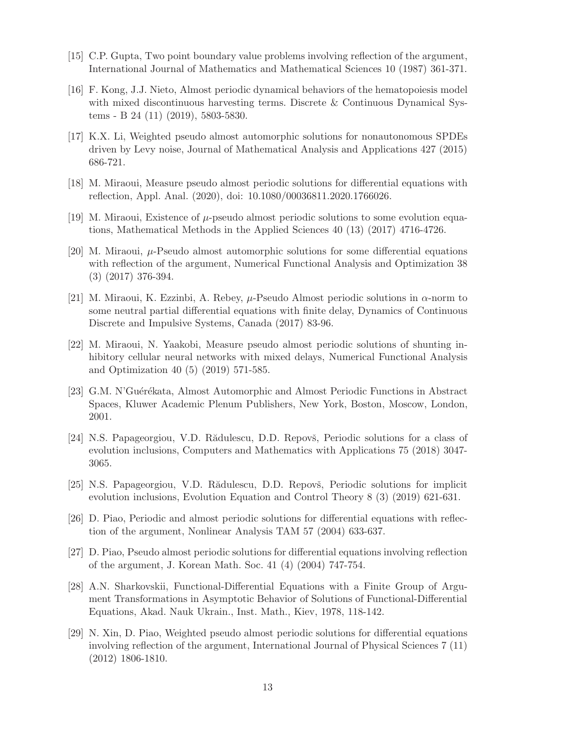[15] C.P. Gupta, Two point boundary value problems involving reflection of the argument, International Journal of Mathematics and Mathematical Sciences 10 (1987) 361-371.

[16] F. Kong, J.J. Nieto, Almost periodic dynamical behaviors of the hematopoiesis model with mixed discontinuous harvesting terms. Discrete & Continuous Dynamical Systems - B 24 (11) (2019), 5803-5830.

[17] K.X. Li, Weighted pseudo almost automorphic solutions for nonautonomous SPDEs driven by Levy noise, Journal of Mathematical Analysis and Applications 427 (2015) 686-721.

[18] M. Miraoui, Measure pseudo almost periodic solutions for differential equations with reflection, Appl. Anal. (2020), doi: 10.1080/00036811.2020.1766026.

[19] M. Miraoui, Existence of $\mu$-pseudo almost periodic solutions to some evolution equations, Mathematical Methods in the Applied Sciences 40 (13) (2017) 4716-4726.

[20] M. Miraoui, $\mu$-Pseudo almost automorphic solutions for some differential equations with reflection of the argument, Numerical Functional Analysis and Optimization 38 (3) (2017) 376-394.

[21] M. Miraoui, K. Ezzinbi, A. Rebey, $\mu$-Pseudo Almost periodic solutions in $\alpha$-norm to some neutral partial differential equations with finite delay, Dynamics of Continuous Discrete and Impulsive Systems, Canada (2017) 83-96.

[22] M. Miraoui, N. Yaakobi, Measure pseudo almost periodic solutions of shunting inhibitory cellular neural networks with mixed delays, Numerical Functional Analysis and Optimization 40 (5) (2019) 571-585.

[23] G.M. N'Guérékata, Almost Automorphic and Almost Periodic Functions in Abstract Spaces, Kluwer Academic Plenum Publishers, New York, Boston, Moscow, London, 2001.

[24] N.S. Papageorgiou, V.D. Rădulescu, D.D. Repovš, Periodic solutions for a class of evolution inclusions, Computers and Mathematics with Applications 75 (2018) 3047-3065.

[25] N.S. Papageorgiou, V.D. Rădulescu, D.D. Repovš, Periodic solutions for implicit evolution inclusions, Evolution Equation and Control Theory 8 (3) (2019) 621-631.

[26] D. Piao, Periodic and almost periodic solutions for differential equations with reflection of the argument, Nonlinear Analysis TAM 57 (2004) 633-637.

[27] D. Piao, Pseudo almost periodic solutions for differential equations involving reflection of the argument, J. Korean Math. Soc. 41 (4) (2004) 747-754.

[28] A.N. Sharkovskii, Functional-Differential Equations with a Finite Group of Argument Transformations in Asymptotic Behavior of Solutions of Functional-Differential Equations, Akad. Nauk Ukrain., Inst. Math., Kiev, 1978, 118-142.

[29] N. Xin, D. Piao, Weighted pseudo almost periodic solutions for differential equations involving reflection of the argument, International Journal of Physical Sciences 7 (11) (2012) 1806-1810.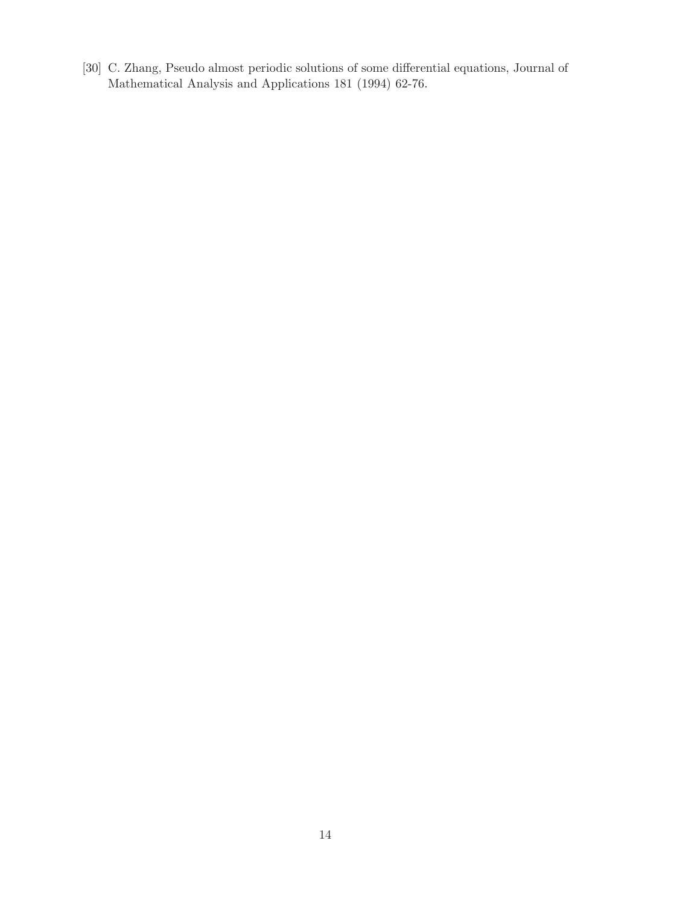[30] C. Zhang, Pseudo almost periodic solutions of some differential equations, Journal of Mathematical Analysis and Applications 181 (1994) 62-76.